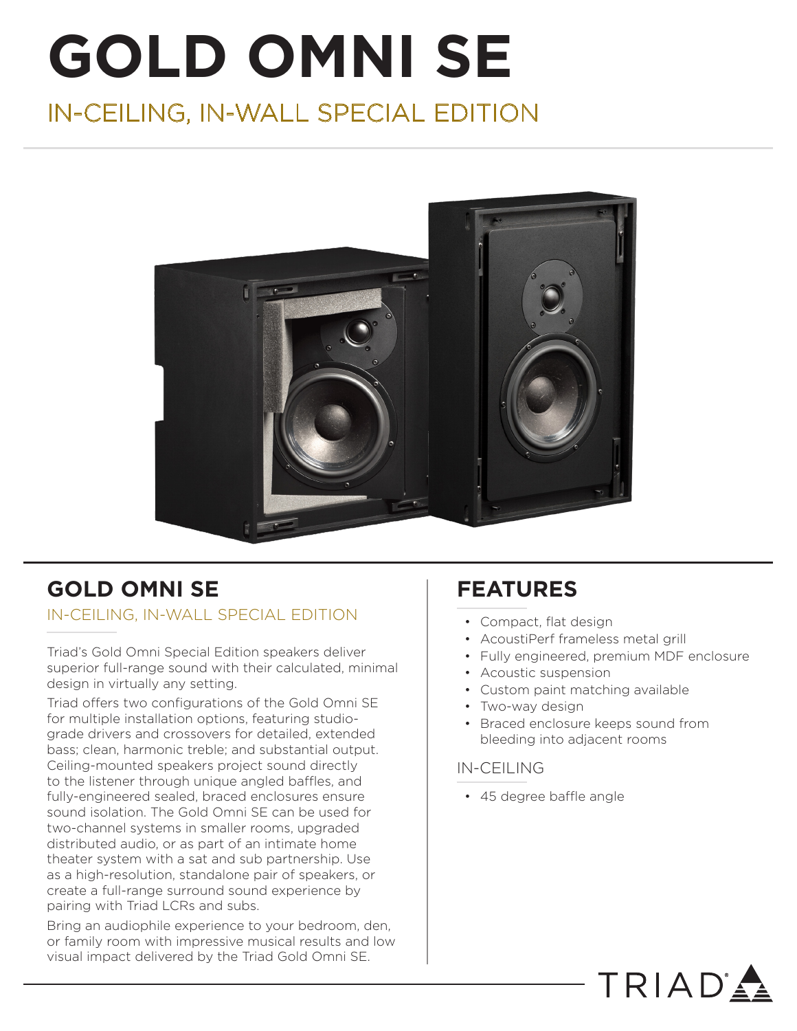# GOLD OMNI SE

IN-CEILING, IN-WALL SPECIAL EDITION

## GOLD OMNI SE

IN-CEILING, IN-WALL SPECIAL EDITION

Triad's Gold Omni Special Edition speakers deliver superior full-range sound with their calculated, minimal design in virtually any setting.

Triad offers two configurations of the Gold Omni SE for multiple installation options, featuring studio-grade drivers and crossovers for detailed, extended bass; clean, harmonic treble; and substantial output. Ceiling-mounted speakers project sound directly to the listener through unique angled baffles, and fully-engineered sealed, braced enclosures ensure sound isolation. The Gold Omni SE can be used for two-channel systems in smaller rooms, upgraded distributed audio, or as part of an intimate home theater system with a sat and sub partnership. Use as a high-resolution, standalone pair of speakers, or create a full-range surround sound experience by pairing with Triad LCRs and subs.

Bring an audiophile experience to your bedroom, den, or family room with impressive musical results and low visual impact delivered by the Triad Gold Omni SE.

## FEATURES

- Compact, flat design
- AcoustiPerf frameless metal grill
- Fully engineered, premium MDF enclosure
- Acoustic suspension
- Custom paint matching available
- Two-way design
- Braced enclosure keeps sound from bleeding into adjacent rooms

### IN-CEILING

- 45 degree baffle angle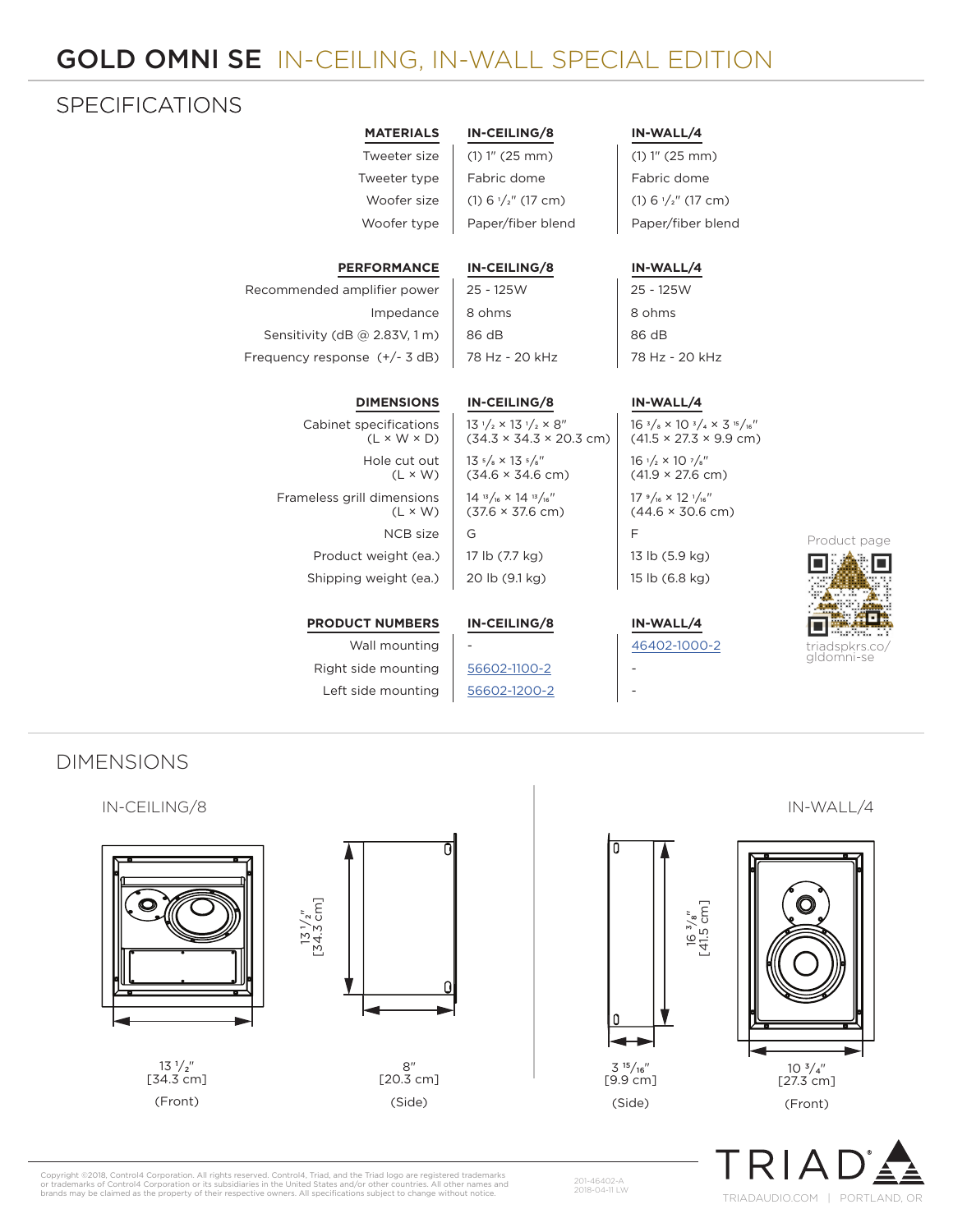# GOLD OMNI SE IN-CEILING, IN-WALL SPECIAL EDITION

## SPECIFICATIONS

| MATERIALS | IN-CEILING/8 | IN-WALL/4 |
|---|---|---|
| Tweeter size | (1) 1" (25 mm) | (1) 1" (25 mm) |
| Tweeter type | Fabric dome | Fabric dome |
| Woofer size | (1) 6 1/2" (17 cm) | (1) 6 1/2" (17 cm) |
| Woofer type | Paper/fiber blend | Paper/fiber blend |

| PERFORMANCE | IN-CEILING/8 | IN-WALL/4 |
|---|---|---|
| Recommended amplifier power | 25 - 125W | 25 - 125W |
| Impedance | 8 ohms | 8 ohms |
| Sensitivity (dB @ 2.83V, 1 m) | 86 dB | 86 dB |
| Frequency response (+/- 3 dB) | 78 Hz - 20 kHz | 78 Hz - 20 kHz |

| DIMENSIONS | IN-CEILING/8 | IN-WALL/4 |
|---|---|---|
| Cabinet specifications (L × W × D) | 13 1/2 × 13 1/2 × 8" (34.3 × 34.3 × 20.3 cm) | 16 3/8 × 10 3/4 × 3 15/16" (41.5 × 27.3 × 9.9 cm) |
| Hole cut out (L × W) | 13 5/8 × 13 5/8" (34.6 × 34.6 cm) | 16 1/2 × 10 7/8" (41.9 × 27.6 cm) |
| Frameless grill dimensions (L × W) | 14 13/16 × 14 13/16" (37.6 × 37.6 cm) | 17 9/16 × 12 1/16" (44.6 × 30.6 cm) |
| NCB size | G | F |
| Product weight (ea.) | 17 lb (7.7 kg) | 13 lb (5.9 kg) |
| Shipping weight (ea.) | 20 lb (9.1 kg) | 15 lb (6.8 kg) |

| PRODUCT NUMBERS | IN-CEILING/8 | IN-WALL/4 |
|---|---|---|
| Wall mounting | - | 46402-1000-2 |
| Right side mounting | 56602-1100-2 | - |
| Left side mounting | 56602-1200-2 | - |

Product page

triadspkrs.co/gldomni-se

## DIMENSIONS

IN-CEILING/8

13 1/2" [34.3 cm]

13 1/2" [34.3 cm]
(Front)

8" [20.3 cm]
(Side)

IN-WALL/4

16 3/8" [41.5 cm]

3 15/16" [9.9 cm]
(Side)

10 3/4" [27.3 cm]
(Front)

Copyright ©2018, Control4 Corporation. All rights reserved. Control4, Triad, and the Triad logo are registered trademarks or trademarks of Control4 Corporation or its subsidiaries in the United States and/or other countries. All other names and brands may be claimed as the property of their respective owners. All specifications subject to change without notice.

201-46402-A
2018-04-11 LW

TRIAD

TRIADAUDIO.COM | PORTLAND, OR